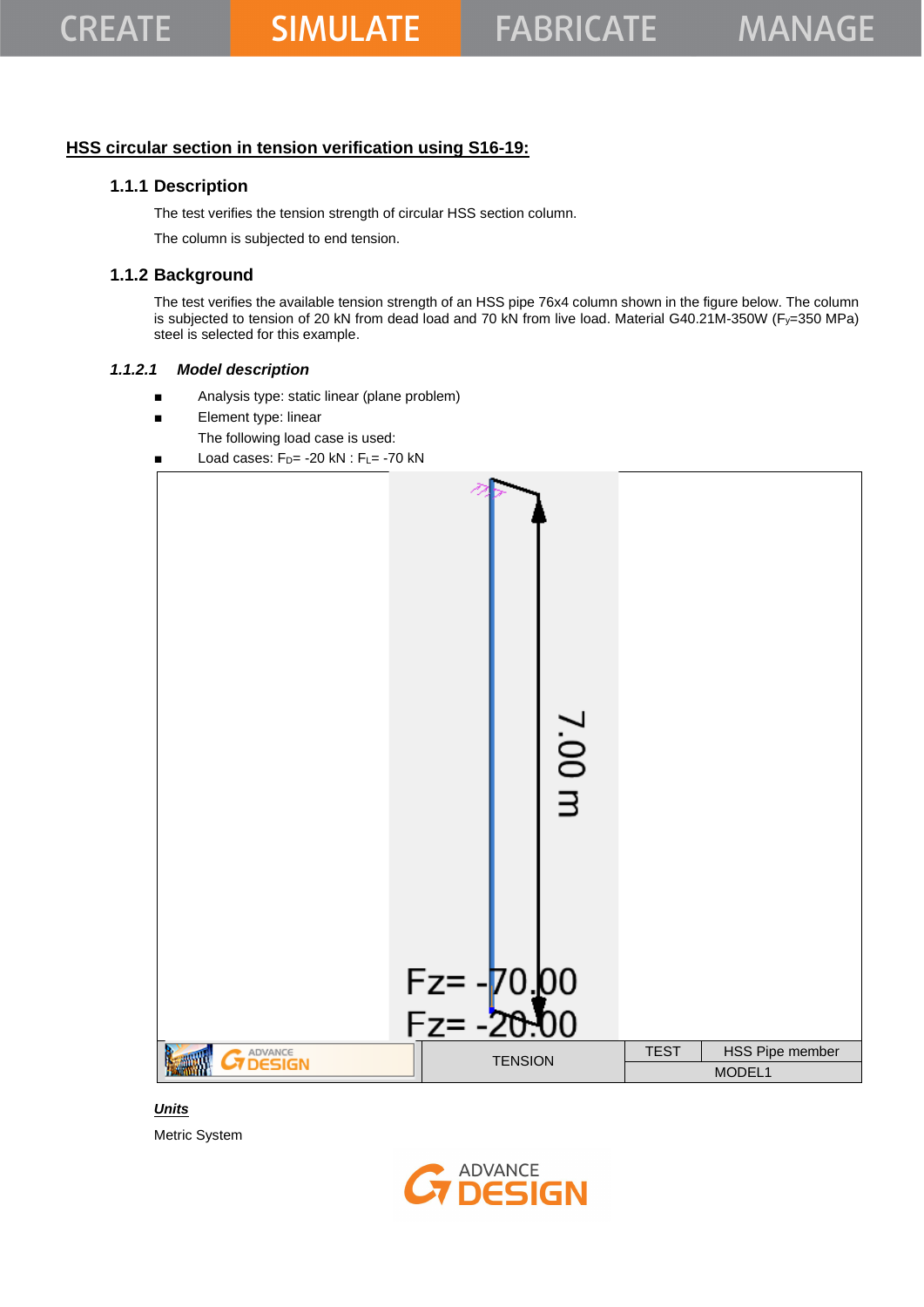## HSS circular section in tension verification using S16-19:

### 1.1.1 Description

The test verifies the tension strength of circular HSS section column.

The column is subjected to end tension.

### 1.1.2 Background

The test verifies the available tension strength of an HSS pipe 76x4 column shown in the figure below. The column is subjected to tension of 20 kN from dead load and 70 kN from live load. Material G40.21M-350W ($F_y$=350 MPa) steel is selected for this example.

#### *1.1.2.1 Model description*

- Analysis type: static linear (plane problem)
- Element type: linear

The following load case is used:

- Load cases: $F_D$= -20 kN : $F_L$= -70 kN

7.00 m

Fz= -70.00

Fz= -20.00

| ADVANCE DESIGN | TENSION | TEST | HSS Pipe member |
|---|---|---|---|
| | | MODEL1 | |

***Units***

Metric System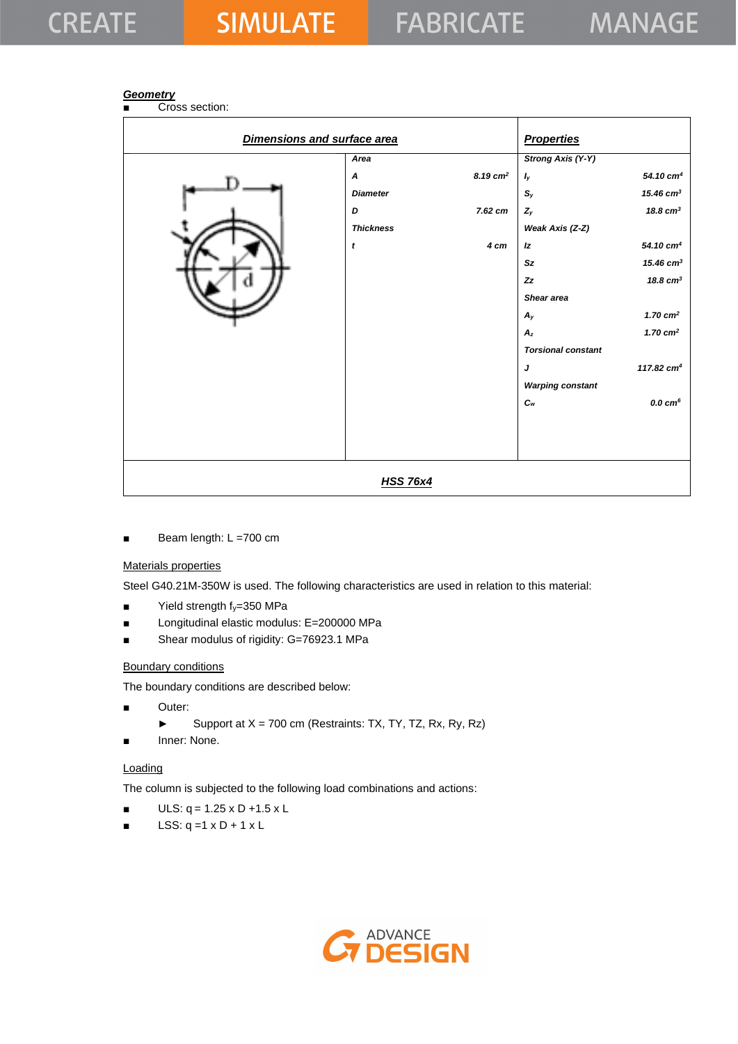***Geometry***

- Cross section:

| *Dimensions and surface area* | | *Properties* | |
|---|---|---|---|
| **Area** | | **Strong Axis (Y-Y)** | |
| ***A*** | ***8.19 cm²*** | ***$I_y$*** | ***54.10 cm⁴*** |
| **Diameter** | | ***$S_y$*** | ***15.46 cm³*** |
| ***D*** | ***7.62 cm*** | ***$Z_y$*** | ***18.8 cm³*** |
| **Thickness** | | **Weak Axis (Z-Z)** | |
| ***t*** | ***4 cm*** | ***Iz*** | ***54.10 cm⁴*** |
| | | ***Sz*** | ***15.46 cm³*** |
| | | ***Zz*** | ***18.8 cm³*** |
| | | **Shear area** | |
| | | ***$A_y$*** | ***1.70 cm²*** |
| | | ***$A_z$*** | ***1.70 cm²*** |
| | | **Torsional constant** | |
| | | ***J*** | ***117.82 cm⁴*** |
| | | **Warping constant** | |
| | | ***$C_w$*** | ***0.0 cm⁶*** |

***HSS 76x4***

- Beam length: L =700 cm

Materials properties

Steel G40.21M-350W is used. The following characteristics are used in relation to this material:

- Yield strength $f_y$=350 MPa
- Longitudinal elastic modulus: E=200000 MPa
- Shear modulus of rigidity: G=76923.1 MPa

Boundary conditions

The boundary conditions are described below:

- Outer:
  - Support at X = 700 cm (Restraints: TX, TY, TZ, Rx, Ry, Rz)
- Inner: None.

Loading

The column is subjected to the following load combinations and actions:

- ULS: q = 1.25 x D +1.5 x L
- LSS: q =1 x D + 1 x L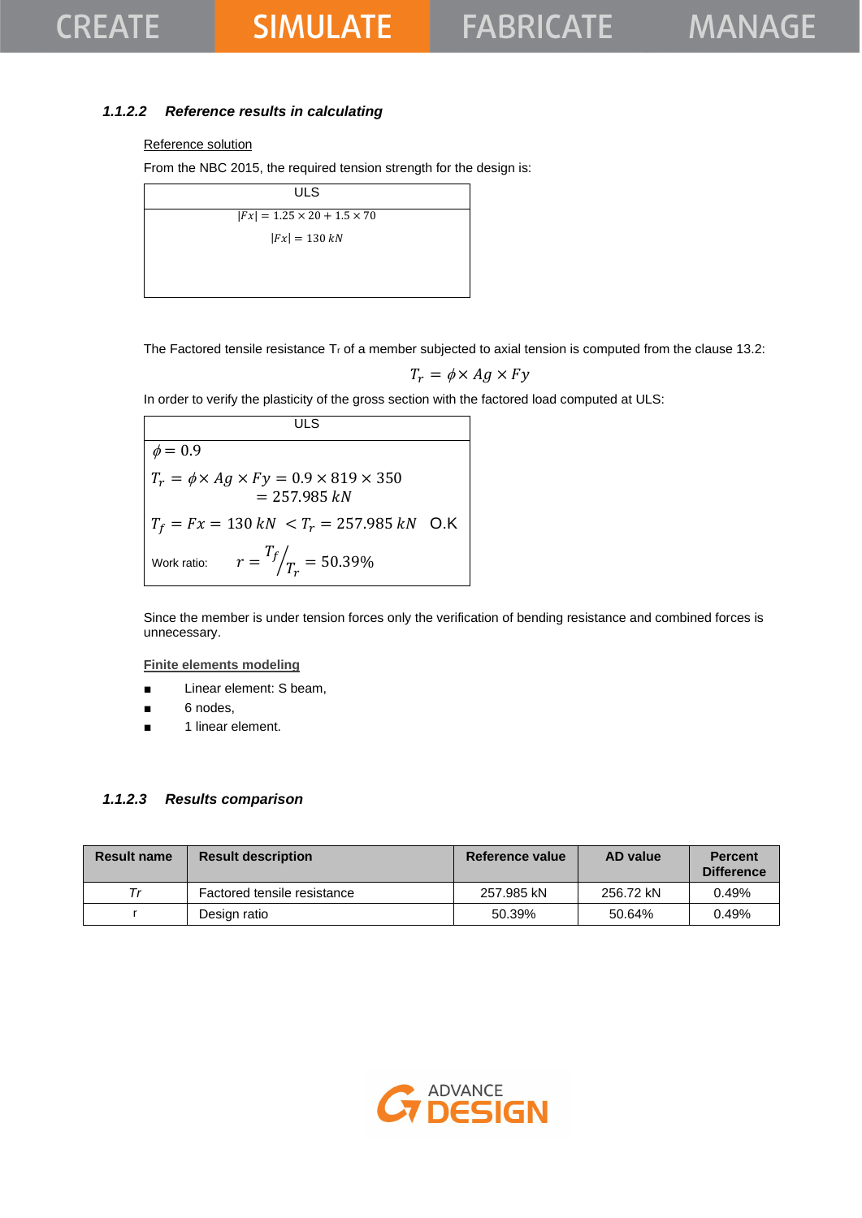#### 1.1.2.2 Reference results in calculating

Reference solution

From the NBC 2015, the required tension strength for the design is:

| ULS |
|---|
| $\|Fx\| = 1.25 \times 20 + 1.5 \times 70$ <br> $\|Fx\| = 130\ kN$ |

The Factored tensile resistance $T_r$ of a member subjected to axial tension is computed from the clause 13.2:

$$T_r = \phi \times Ag \times Fy$$

In order to verify the plasticity of the gross section with the factored load computed at ULS:

| ULS |
|---|
| $\phi = 0.9$ |
| $T_r = \phi \times Ag \times Fy = 0.9 \times 819 \times 350 = 257.985\ kN$ |
| $T_f = Fx = 130\ kN < T_r = 257.985\ kN$ O.K |
| Work ratio: $r = T_f / T_r = 50.39\%$ |

Since the member is under tension forces only the verification of bending resistance and combined forces is unnecessary.

Finite elements modeling

- Linear element: S beam,
- 6 nodes,
- 1 linear element.

#### 1.1.2.3 Results comparison

| Result name | Result description | Reference value | AD value | Percent Difference |
|---|---|---|---|---|
| *Tr* | Factored tensile resistance | 257.985 kN | 256.72 kN | 0.49% |
| r | Design ratio | 50.39% | 50.64% | 0.49% |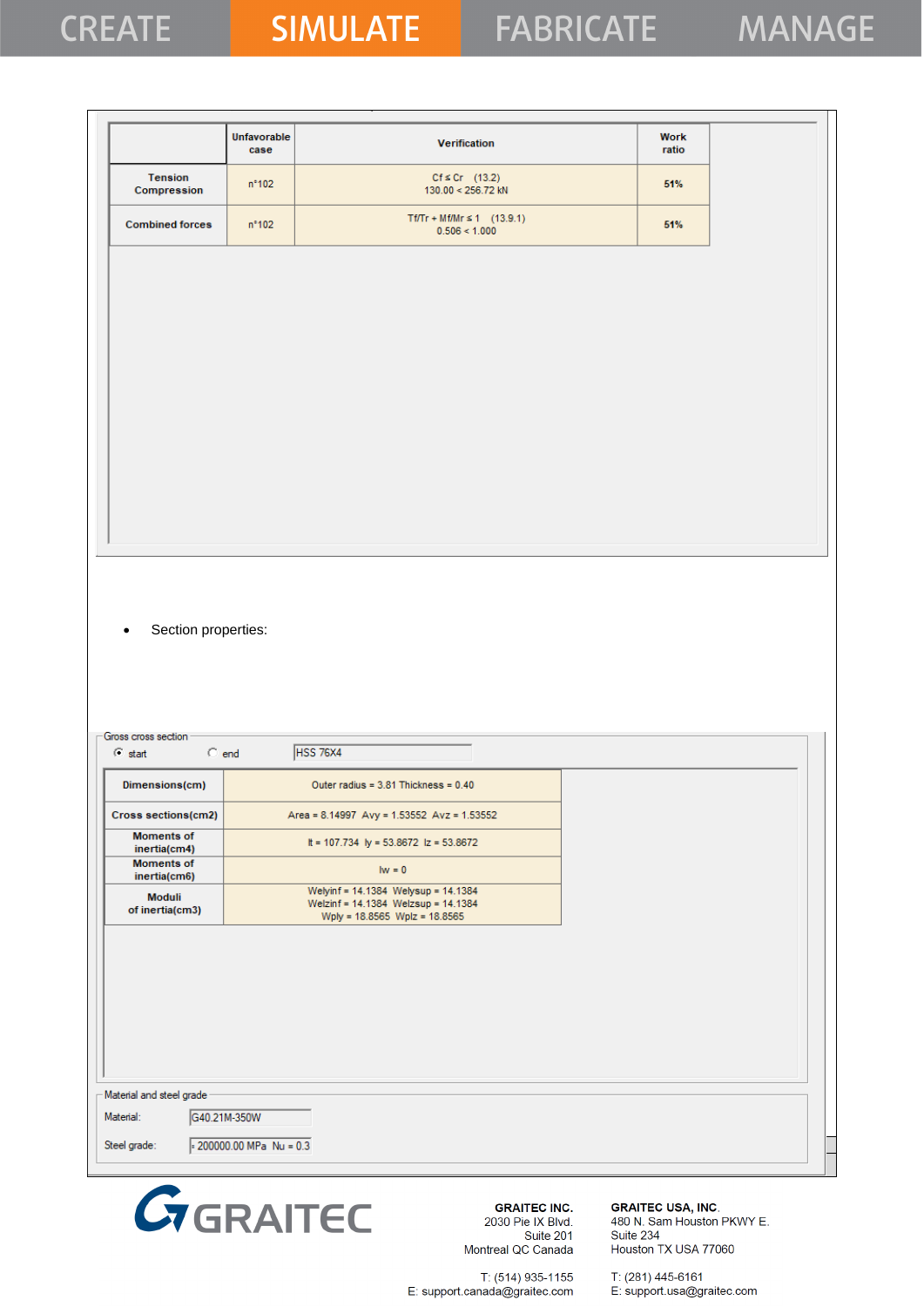| | Unfavorable case | Verification | Work ratio |
|---|---|---|---|
| Tension Compression | n°102 | Cf ≤ Cr (13.2) 130.00 < 256.72 kN | 51% |
| Combined forces | n°102 | Tf/Tr + Mf/Mr ≤ 1 (13.9.1) 0.506 < 1.000 | 51% |

- Section properties:

Gross cross section

start end HSS 76X4

| | |
|---|---|
| Dimensions(cm) | Outer radius = 3.81 Thickness = 0.40 |
| Cross sections(cm2) | Area = 8.14997 Avy = 1.53552 Avz = 1.53552 |
| Moments of inertia(cm4) | It = 107.734 Iy = 53.8672 Iz = 53.8672 |
| Moments of inertia(cm6) | Iw = 0 |
| Moduli of inertia(cm3) | Welyinf = 14.1384 Welysup = 14.1384 Welzinf = 14.1384 Welzsup = 14.1384 Wply = 18.8565 Wplz = 18.8565 |

Material and steel grade

Material: G40.21M-350W

Steel grade: 200000.00 MPa Nu = 0.3

**GRAITEC INC.**
2030 Pie IX Blvd.
Suite 201
Montreal QC Canada

T: (514) 935-1155
E: support.canada@graitec.com

**GRAITEC USA, INC.**
480 N. Sam Houston PKWY E.
Suite 234
Houston TX USA 77060

T: (281) 445-6161
E: support.usa@graitec.com